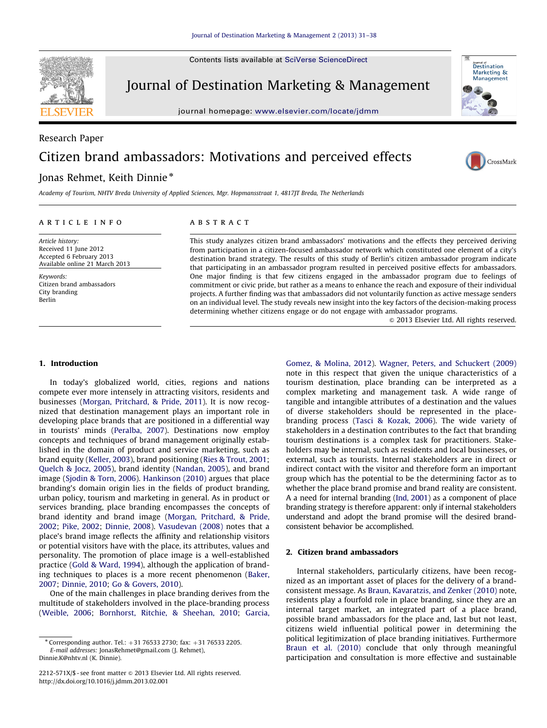Contents lists available at SciVerse ScienceDirect

Journal of Destination Marketing & Management

journal homepage: www.elsevier.com/locate/jdmm

Research Paper

# Citizen brand ambassadors: Motivations and perceived effects

Jonas Rehmet, Keith Dinnie *

Academy of Tourism, NHTV Breda University of Applied Sciences, Mgr. Hopmansstraat 1, 4817JT Breda, The Netherlands

**ARTICLE INFO**

*Article history:*
Received 11 June 2012
Accepted 6 February 2013
Available online 21 March 2013

*Keywords:*
Citizen brand ambassadors
City branding
Berlin

**ABSTRACT**

This study analyzes citizen brand ambassadors' motivations and the effects they perceived deriving from participation in a citizen-focused ambassador network which constituted one element of a city's destination brand strategy. The results of this study of Berlin's citizen ambassador program indicate that participating in an ambassador program resulted in perceived positive effects for ambassadors. One major finding is that few citizens engaged in the ambassador program due to feelings of commitment or civic pride, but rather as a means to enhance the reach and exposure of their individual projects. A further finding was that ambassadors did not voluntarily function as active message senders on an individual level. The study reveals new insight into the key factors of the decision-making process determining whether citizens engage or do not engage with ambassador programs.

© 2013 Elsevier Ltd. All rights reserved.

## 1. Introduction

In today's globalized world, cities, regions and nations compete ever more intensely in attracting visitors, residents and businesses (Morgan, Pritchard, & Pride, 2011). It is now recognized that destination management plays an important role in developing place brands that are positioned in a differential way in tourists' minds (Peralba, 2007). Destinations now employ concepts and techniques of brand management originally established in the domain of product and service marketing, such as brand equity (Keller, 2003), brand positioning (Ries & Trout, 2001; Quelch & Jocz, 2005), brand identity (Nandan, 2005), and brand image (Sjodin & Torn, 2006). Hankinson (2010) argues that place branding's domain origin lies in the fields of product branding, urban policy, tourism and marketing in general. As in product or services branding, place branding encompasses the concepts of brand identity and brand image (Morgan, Pritchard, & Pride, 2002; Pike, 2002; Dinnie, 2008). Vasudevan (2008) notes that a place's brand image reflects the affinity and relationship visitors or potential visitors have with the place, its attributes, values and personality. The promotion of place image is a well-established practice (Gold & Ward, 1994), although the application of branding techniques to places is a more recent phenomenon (Baker, 2007; Dinnie, 2010; Go & Govers, 2010).

One of the main challenges in place branding derives from the multitude of stakeholders involved in the place-branding process (Weible, 2006; Bornhorst, Ritchie, & Sheehan, 2010; Garcia, Gomez, & Molina, 2012). Wagner, Peters, and Schuckert (2009) note in this respect that given the unique characteristics of a tourism destination, place branding can be interpreted as a complex marketing and management task. A wide range of tangible and intangible attributes of a destination and the values of diverse stakeholders should be represented in the place-branding process (Tasci & Kozak, 2006). The wide variety of stakeholders in a destination contributes to the fact that branding tourism destinations is a complex task for practitioners. Stakeholders may be internal, such as residents and local businesses, or external, such as tourists. Internal stakeholders are in direct or indirect contact with the visitor and therefore form an important group which has the potential to be the determining factor as to whether the place brand promise and brand reality are consistent. A a need for internal branding (Ind, 2001) as a component of place branding strategy is therefore apparent: only if internal stakeholders understand and adopt the brand promise will the desired brand-consistent behavior be accomplished.

## 2. Citizen brand ambassadors

Internal stakeholders, particularly citizens, have been recognized as an important asset of places for the delivery of a brand-consistent message. As Braun, Kavaratzis, and Zenker (2010) note, residents play a fourfold role in place branding, since they are an internal target market, an integrated part of a place brand, possible brand ambassadors for the place and, last but not least, citizens wield influential political power in determining the political legitimization of place branding initiatives. Furthermore Braun et al. (2010) conclude that only through meaningful participation and consultation is more effective and sustainable

* Corresponding author. Tel.: +31 76533 2730; fax: +31 76533 2205.
*E-mail addresses:* JonasRehmet@gmail.com (J. Rehmet), Dinnie.K@nhtv.nl (K. Dinnie).

2212-571X/$ - see front matter © 2013 Elsevier Ltd. All rights reserved.
http://dx.doi.org/10.1016/j.jdmm.2013.02.001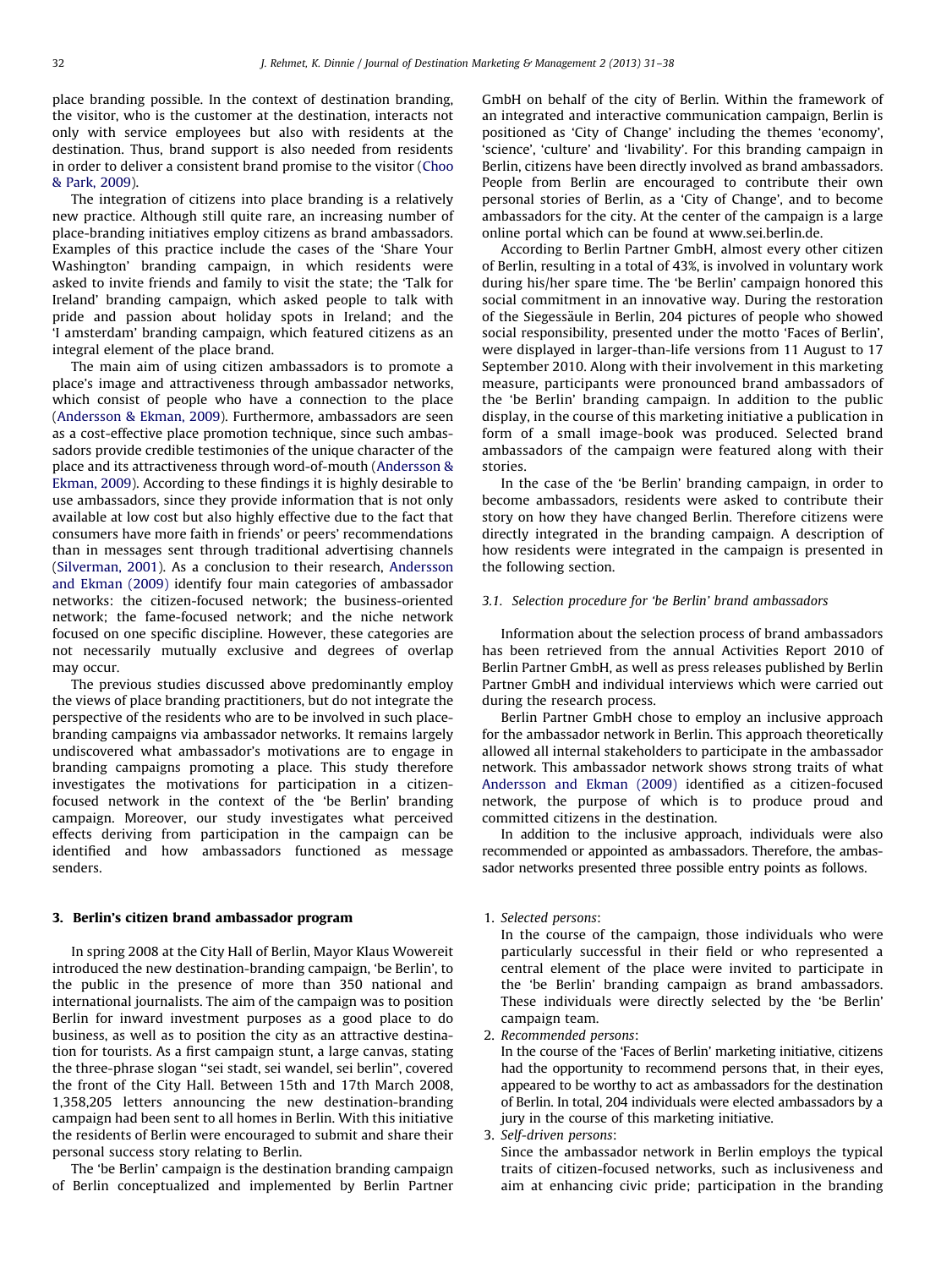place branding possible. In the context of destination branding, the visitor, who is the customer at the destination, interacts not only with service employees but also with residents at the destination. Thus, brand support is also needed from residents in order to deliver a consistent brand promise to the visitor (Choo & Park, 2009).

The integration of citizens into place branding is a relatively new practice. Although still quite rare, an increasing number of place-branding initiatives employ citizens as brand ambassadors. Examples of this practice include the cases of the 'Share Your Washington' branding campaign, in which residents were asked to invite friends and family to visit the state; the 'Talk for Ireland' branding campaign, which asked people to talk with pride and passion about holiday spots in Ireland; and the 'I amsterdam' branding campaign, which featured citizens as an integral element of the place brand.

The main aim of using citizen ambassadors is to promote a place's image and attractiveness through ambassador networks, which consist of people who have a connection to the place (Andersson & Ekman, 2009). Furthermore, ambassadors are seen as a cost-effective place promotion technique, since such ambassadors provide credible testimonies of the unique character of the place and its attractiveness through word-of-mouth (Andersson & Ekman, 2009). According to these findings it is highly desirable to use ambassadors, since they provide information that is not only available at low cost but also highly effective due to the fact that consumers have more faith in friends' or peers' recommendations than in messages sent through traditional advertising channels (Silverman, 2001). As a conclusion to their research, Andersson and Ekman (2009) identify four main categories of ambassador networks: the citizen-focused network; the business-oriented network; the fame-focused network; and the niche network focused on one specific discipline. However, these categories are not necessarily mutually exclusive and degrees of overlap may occur.

The previous studies discussed above predominantly employ the views of place branding practitioners, but do not integrate the perspective of the residents who are to be involved in such place-branding campaigns via ambassador networks. It remains largely undiscovered what ambassador's motivations are to engage in branding campaigns promoting a place. This study therefore investigates the motivations for participation in a citizen-focused network in the context of the 'be Berlin' branding campaign. Moreover, our study investigates what perceived effects deriving from participation in the campaign can be identified and how ambassadors functioned as message senders.

## 3. Berlin's citizen brand ambassador program

In spring 2008 at the City Hall of Berlin, Mayor Klaus Wowereit introduced the new destination-branding campaign, 'be Berlin', to the public in the presence of more than 350 national and international journalists. The aim of the campaign was to position Berlin for inward investment purposes as a good place to do business, as well as to position the city as an attractive destination for tourists. As a first campaign stunt, a large canvas, stating the three-phrase slogan "sei stadt, sei wandel, sei berlin", covered the front of the City Hall. Between 15th and 17th March 2008, 1,358,205 letters announcing the new destination-branding campaign had been sent to all homes in Berlin. With this initiative the residents of Berlin were encouraged to submit and share their personal success story relating to Berlin.

The 'be Berlin' campaign is the destination branding campaign of Berlin conceptualized and implemented by Berlin Partner GmbH on behalf of the city of Berlin. Within the framework of an integrated and interactive communication campaign, Berlin is positioned as 'City of Change' including the themes 'economy', 'science', 'culture' and 'livability'. For this branding campaign in Berlin, citizens have been directly involved as brand ambassadors. People from Berlin are encouraged to contribute their own personal stories of Berlin, as a 'City of Change', and to become ambassadors for the city. At the center of the campaign is a large online portal which can be found at www.sei.berlin.de.

According to Berlin Partner GmbH, almost every other citizen of Berlin, resulting in a total of 43%, is involved in voluntary work during his/her spare time. The 'be Berlin' campaign honored this social commitment in an innovative way. During the restoration of the Siegessäule in Berlin, 204 pictures of people who showed social responsibility, presented under the motto 'Faces of Berlin', were displayed in larger-than-life versions from 11 August to 17 September 2010. Along with their involvement in this marketing measure, participants were pronounced brand ambassadors of the 'be Berlin' branding campaign. In addition to the public display, in the course of this marketing initiative a publication in form of a small image-book was produced. Selected brand ambassadors of the campaign were featured along with their stories.

In the case of the 'be Berlin' branding campaign, in order to become ambassadors, residents were asked to contribute their story on how they have changed Berlin. Therefore citizens were directly integrated in the branding campaign. A description of how residents were integrated in the campaign is presented in the following section.

### 3.1. Selection procedure for 'be Berlin' brand ambassadors

Information about the selection process of brand ambassadors has been retrieved from the annual Activities Report 2010 of Berlin Partner GmbH, as well as press releases published by Berlin Partner GmbH and individual interviews which were carried out during the research process.

Berlin Partner GmbH chose to employ an inclusive approach for the ambassador network in Berlin. This approach theoretically allowed all internal stakeholders to participate in the ambassador network. This ambassador network shows strong traits of what Andersson and Ekman (2009) identified as a citizen-focused network, the purpose of which is to produce proud and committed citizens in the destination.

In addition to the inclusive approach, individuals were also recommended or appointed as ambassadors. Therefore, the ambassador networks presented three possible entry points as follows.

1. *Selected persons*:
   In the course of the campaign, those individuals who were particularly successful in their field or who represented a central element of the place were invited to participate in the 'be Berlin' branding campaign as brand ambassadors. These individuals were directly selected by the 'be Berlin' campaign team.
2. *Recommended persons*:
   In the course of the 'Faces of Berlin' marketing initiative, citizens had the opportunity to recommend persons that, in their eyes, appeared to be worthy to act as ambassadors for the destination of Berlin. In total, 204 individuals were elected ambassadors by a jury in the course of this marketing initiative.
3. *Self-driven persons*:
   Since the ambassador network in Berlin employs the typical traits of citizen-focused networks, such as inclusiveness and aim at enhancing civic pride; participation in the branding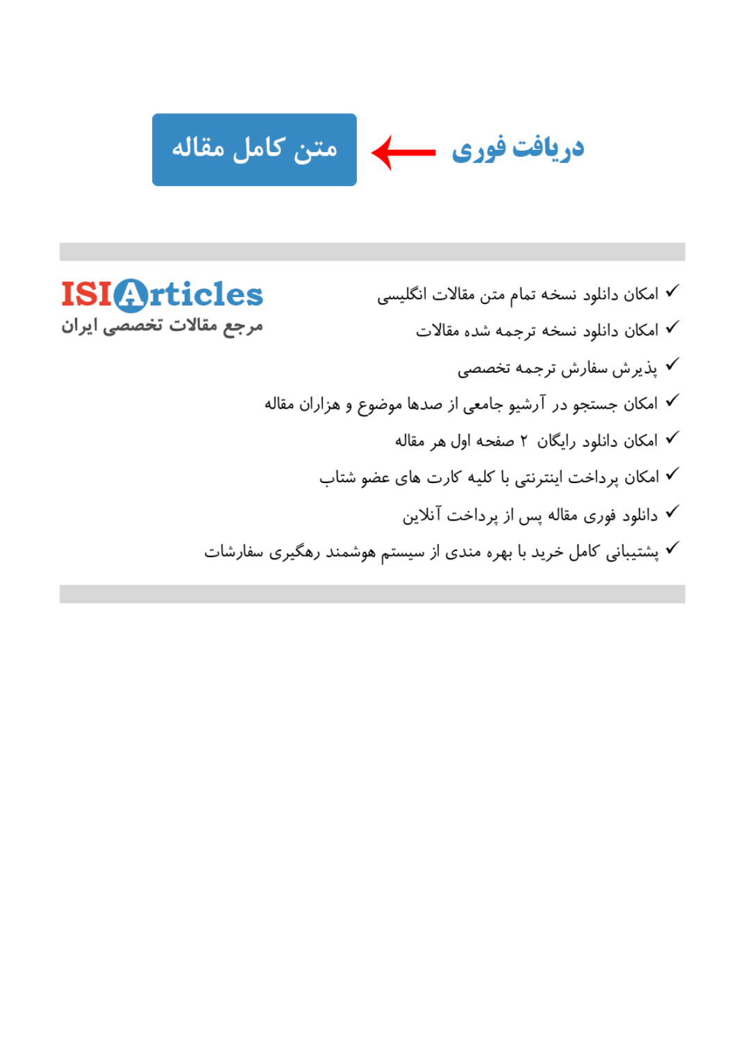دریافت فوری ← **متن کامل مقاله**

**ISIArticles**
مرجع مقالات تخصصی ایران

- ✓ امکان دانلود نسخه تمام متن مقالات انگلیسی
- ✓ امکان دانلود نسخه ترجمه شده مقالات
- ✓ پذیرش سفارش ترجمه تخصصی
- ✓ امکان جستجو در آرشیو جامعی از صدها موضوع و هزاران مقاله
- ✓ امکان دانلود رایگان ۲ صفحه اول هر مقاله
- ✓ امکان پرداخت اینترنتی با کلیه کارت های عضو شتاب
- ✓ دانلود فوری مقاله پس از پرداخت آنلاین
- ✓ پشتیبانی کامل خرید با بهره مندی از سیستم هوشمند رهگیری سفارشات